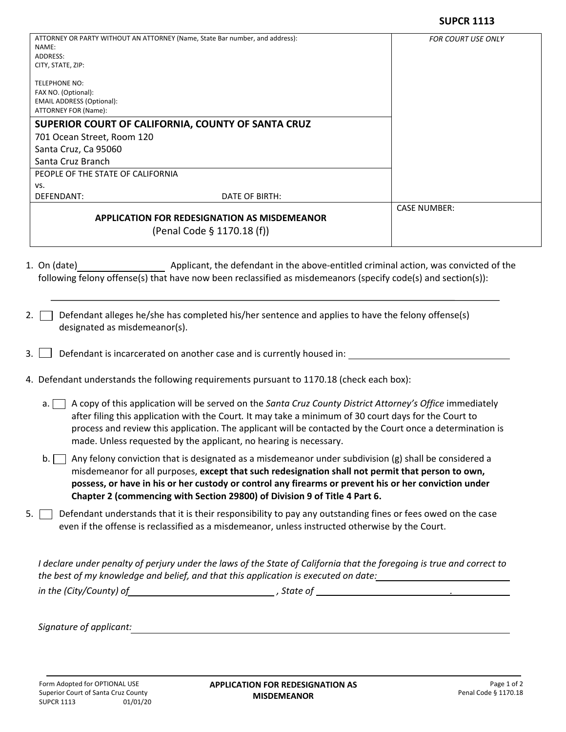**SUPCR 1113**

| ATTORNEY OR PARTY WITHOUT AN ATTORNEY (Name, State Bar number, and address):<br>NAME:<br>ADDRESS:<br>CITY, STATE, ZIP:<br><br>TELEPHONE NO:<br>FAX NO. (Optional):<br>EMAIL ADDRESS (Optional):<br>ATTORNEY FOR (Name): | *FOR COURT USE ONLY* |
|---|---|
| **SUPERIOR COURT OF CALIFORNIA, COUNTY OF SANTA CRUZ**<br>701 Ocean Street, Room 120<br>Santa Cruz, Ca 95060<br>Santa Cruz Branch | |
| PEOPLE OF THE STATE OF CALIFORNIA<br>vs.<br>DEFENDANT: DATE OF BIRTH: | |
| **APPLICATION FOR REDESIGNATION AS MISDEMEANOR**<br>(Penal Code § 1170.18 (f)) | CASE NUMBER: |

1. On (date)\_\_\_\_\_\_\_\_\_\_\_\_\_\_\_\_ Applicant, the defendant in the above-entitled criminal action, was convicted of the following felony offense(s) that have now been reclassified as misdemeanors (specify code(s) and section(s)):

   \_\_\_\_\_\_\_\_\_\_\_\_\_\_\_\_\_\_\_\_\_\_\_\_\_\_\_\_\_\_\_\_\_\_\_\_\_\_\_\_\_\_\_\_\_\_\_\_\_\_\_\_\_\_\_\_\_\_\_\_

2. ☐ Defendant alleges he/she has completed his/her sentence and applies to have the felony offense(s) designated as misdemeanor(s).

3. ☐ Defendant is incarcerated on another case and is currently housed in: \_\_\_\_\_\_\_\_\_\_\_\_\_\_\_\_\_\_\_\_\_\_\_\_\_\_\_\_

4. Defendant understands the following requirements pursuant to 1170.18 (check each box):

   a. ☐ A copy of this application will be served on the *Santa Cruz County District Attorney's Office* immediately after filing this application with the Court. It may take a minimum of 30 court days for the Court to process and review this application. The applicant will be contacted by the Court once a determination is made. Unless requested by the applicant, no hearing is necessary.

   b. ☐ Any felony conviction that is designated as a misdemeanor under subdivision (g) shall be considered a misdemeanor for all purposes, **except that such redesignation shall not permit that person to own, possess, or have in his or her custody or control any firearms or prevent his or her conviction under Chapter 2 (commencing with Section 29800) of Division 9 of Title 4 Part 6.**

5. ☐ Defendant understands that it is their responsibility to pay any outstanding fines or fees owed on the case even if the offense is reclassified as a misdemeanor, unless instructed otherwise by the Court.

*I declare under penalty of perjury under the laws of the State of California that the foregoing is true and correct to the best of my knowledge and belief, and that this application is executed on date:*\_\_\_\_\_\_\_\_\_\_\_\_\_\_\_\_\_\_\_\_

*in the (City/County) of*\_\_\_\_\_\_\_\_\_\_\_\_\_\_\_\_\_\_\_\_\_\_\_\_ *, State of* \_\_\_\_\_\_\_\_\_\_\_\_\_\_\_\_\_\_\_\_\_\_\_\_.

*Signature of applicant:*\_\_\_\_\_\_\_\_\_\_\_\_\_\_\_\_\_\_\_\_\_\_\_\_\_\_\_\_\_\_\_\_\_\_\_\_\_\_\_\_\_\_\_\_

Form Adopted for OPTIONAL USE
Superior Court of Santa Cruz County
SUPCR 1113 01/01/20

**APPLICATION FOR REDESIGNATION AS MISDEMEANOR**

Penal Code § 1170.18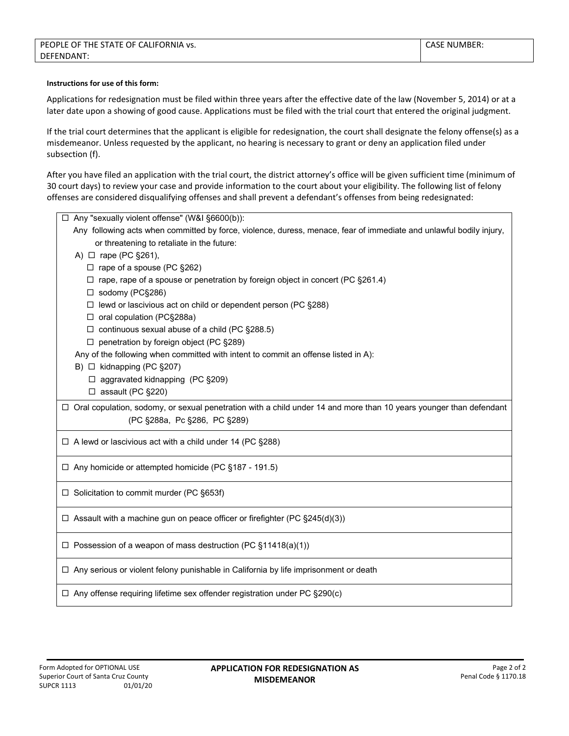| PEOPLE OF THE STATE OF CALIFORNIA vs. DEFENDANT: | CASE NUMBER: |
|---|---|

**Instructions for use of this form:**

Applications for redesignation must be filed within three years after the effective date of the law (November 5, 2014) or at a later date upon a showing of good cause. Applications must be filed with the trial court that entered the original judgment.

If the trial court determines that the applicant is eligible for redesignation, the court shall designate the felony offense(s) as a misdemeanor. Unless requested by the applicant, no hearing is necessary to grant or deny an application filed under subsection (f).

After you have filed an application with the trial court, the district attorney's office will be given sufficient time (minimum of 30 court days) to review your case and provide information to the court about your eligibility. The following list of felony offenses are considered disqualifying offenses and shall prevent a defendant's offenses from being redesignated:

- ☐ Any "sexually violent offense" (W&I §6600(b)):
  Any following acts when committed by force, violence, duress, menace, fear of immediate and unlawful bodily injury, or threatening to retaliate in the future:
  - A) ☐ rape (PC §261),
    - ☐ rape of a spouse (PC §262)
    - ☐ rape, rape of a spouse or penetration by foreign object in concert (PC §261.4)
    - ☐ sodomy (PC§286)
    - ☐ lewd or lascivious act on child or dependent person (PC §288)
    - ☐ oral copulation (PC§288a)
    - ☐ continuous sexual abuse of a child (PC §288.5)
    - ☐ penetration by foreign object (PC §289)

  Any of the following when committed with intent to commit an offense listed in A):
  - B) ☐ kidnapping (PC §207)
    - ☐ aggravated kidnapping (PC §209)
    - ☐ assault (PC §220)
- ☐ Oral copulation, sodomy, or sexual penetration with a child under 14 and more than 10 years younger than defendant (PC §288a, Pc §286, PC §289)
- ☐ A lewd or lascivious act with a child under 14 (PC §288)
- ☐ Any homicide or attempted homicide (PC §187 - 191.5)
- ☐ Solicitation to commit murder (PC §653f)
- ☐ Assault with a machine gun on peace officer or firefighter (PC §245(d)(3))
- ☐ Possession of a weapon of mass destruction (PC §11418(a)(1))
- ☐ Any serious or violent felony punishable in California by life imprisonment or death
- ☐ Any offense requiring lifetime sex offender registration under PC §290(c)

Form Adopted for OPTIONAL USE
Superior Court of Santa Cruz County
SUPCR 1113 01/01/20

**APPLICATION FOR REDESIGNATION AS MISDEMEANOR**

Penal Code § 1170.18